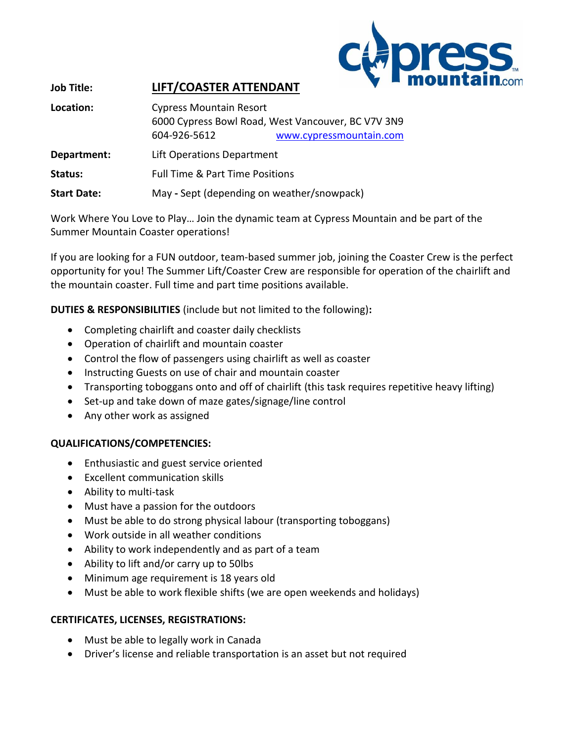**Job Title:** **LIFT/COASTER ATTENDANT**

**Location:** Cypress Mountain Resort
6000 Cypress Bowl Road, West Vancouver, BC V7V 3N9
604-926-5612 www.cypressmountain.com

**Department:** Lift Operations Department

**Status:** Full Time & Part Time Positions

**Start Date:** May **-** Sept (depending on weather/snowpack)

Work Where You Love to Play… Join the dynamic team at Cypress Mountain and be part of the Summer Mountain Coaster operations!

If you are looking for a FUN outdoor, team-based summer job, joining the Coaster Crew is the perfect opportunity for you! The Summer Lift/Coaster Crew are responsible for operation of the chairlift and the mountain coaster. Full time and part time positions available.

**DUTIES & RESPONSIBILITIES** (include but not limited to the following)**:**

- Completing chairlift and coaster daily checklists
- Operation of chairlift and mountain coaster
- Control the flow of passengers using chairlift as well as coaster
- Instructing Guests on use of chair and mountain coaster
- Transporting toboggans onto and off of chairlift (this task requires repetitive heavy lifting)
- Set-up and take down of maze gates/signage/line control
- Any other work as assigned

**QUALIFICATIONS/COMPETENCIES:**

- Enthusiastic and guest service oriented
- Excellent communication skills
- Ability to multi-task
- Must have a passion for the outdoors
- Must be able to do strong physical labour (transporting toboggans)
- Work outside in all weather conditions
- Ability to work independently and as part of a team
- Ability to lift and/or carry up to 50lbs
- Minimum age requirement is 18 years old
- Must be able to work flexible shifts (we are open weekends and holidays)

**CERTIFICATES, LICENSES, REGISTRATIONS:**

- Must be able to legally work in Canada
- Driver's license and reliable transportation is an asset but not required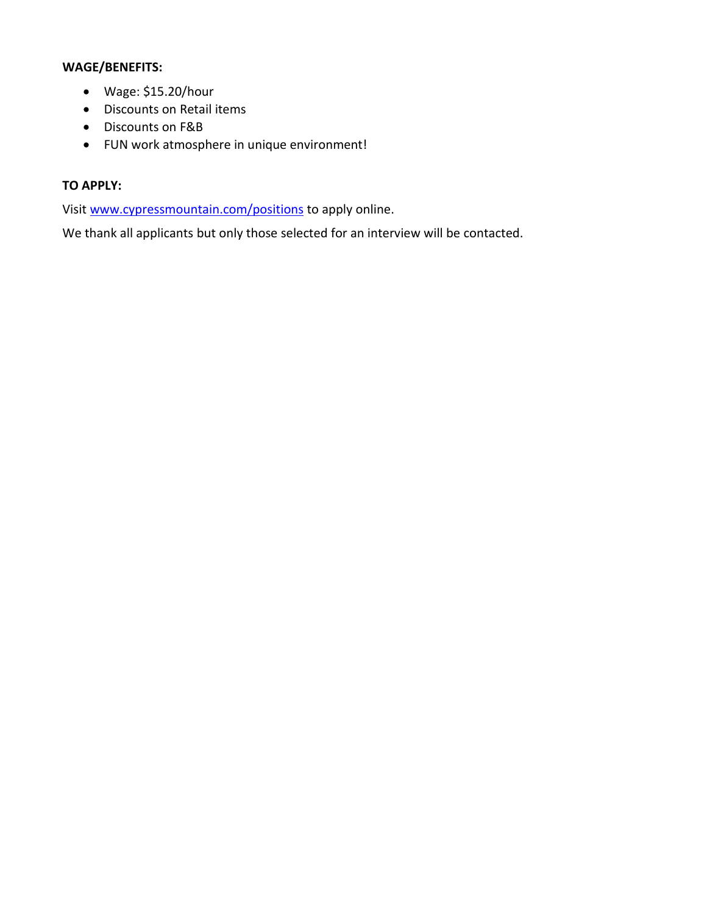**WAGE/BENEFITS:**

- Wage: $15.20/hour
- Discounts on Retail items
- Discounts on F&B
- FUN work atmosphere in unique environment!

**TO APPLY:**

Visit [www.cypressmountain.com/positions](www.cypressmountain.com/positions) to apply online.

We thank all applicants but only those selected for an interview will be contacted.